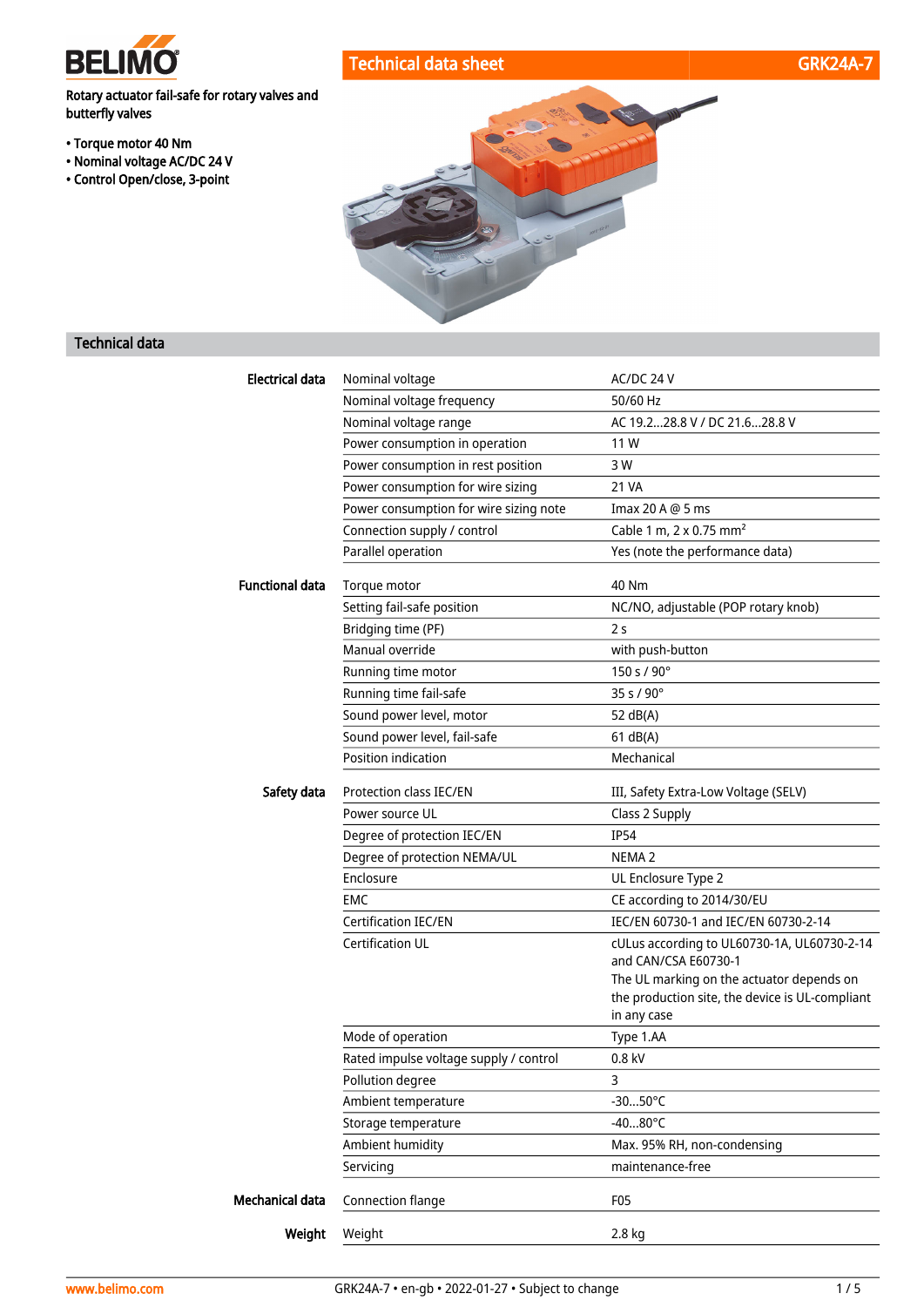BELIMO

# Technical data sheet GRK24A-7

Rotary actuator fail-safe for rotary valves and butterfly valves

- Torque motor 40 Nm
- Nominal voltage AC/DC 24 V
- Control Open/close, 3-point

## Technical data

| | | |
|---|---|---|
| **Electrical data** | Nominal voltage | AC/DC 24 V |
| | Nominal voltage frequency | 50/60 Hz |
| | Nominal voltage range | AC 19.2...28.8 V / DC 21.6...28.8 V |
| | Power consumption in operation | 11 W |
| | Power consumption in rest position | 3 W |
| | Power consumption for wire sizing | 21 VA |
| | Power consumption for wire sizing note | Imax 20 A @ 5 ms |
| | Connection supply / control | Cable 1 m, 2 x 0.75 mm² |
| | Parallel operation | Yes (note the performance data) |
| **Functional data** | Torque motor | 40 Nm |
| | Setting fail-safe position | NC/NO, adjustable (POP rotary knob) |
| | Bridging time (PF) | 2 s |
| | Manual override | with push-button |
| | Running time motor | 150 s / 90° |
| | Running time fail-safe | 35 s / 90° |
| | Sound power level, motor | 52 dB(A) |
| | Sound power level, fail-safe | 61 dB(A) |
| | Position indication | Mechanical |
| **Safety data** | Protection class IEC/EN | III, Safety Extra-Low Voltage (SELV) |
| | Power source UL | Class 2 Supply |
| | Degree of protection IEC/EN | IP54 |
| | Degree of protection NEMA/UL | NEMA 2 |
| | Enclosure | UL Enclosure Type 2 |
| | EMC | CE according to 2014/30/EU |
| | Certification IEC/EN | IEC/EN 60730-1 and IEC/EN 60730-2-14 |
| | Certification UL | cULus according to UL60730-1A, UL60730-2-14 and CAN/CSA E60730-1 The UL marking on the actuator depends on the production site, the device is UL-compliant in any case |
| | Mode of operation | Type 1.AA |
| | Rated impulse voltage supply / control | 0.8 kV |
| | Pollution degree | 3 |
| | Ambient temperature | -30...50°C |
| | Storage temperature | -40...80°C |
| | Ambient humidity | Max. 95% RH, non-condensing |
| | Servicing | maintenance-free |
| **Mechanical data** | Connection flange | F05 |
| **Weight** | Weight | 2.8 kg |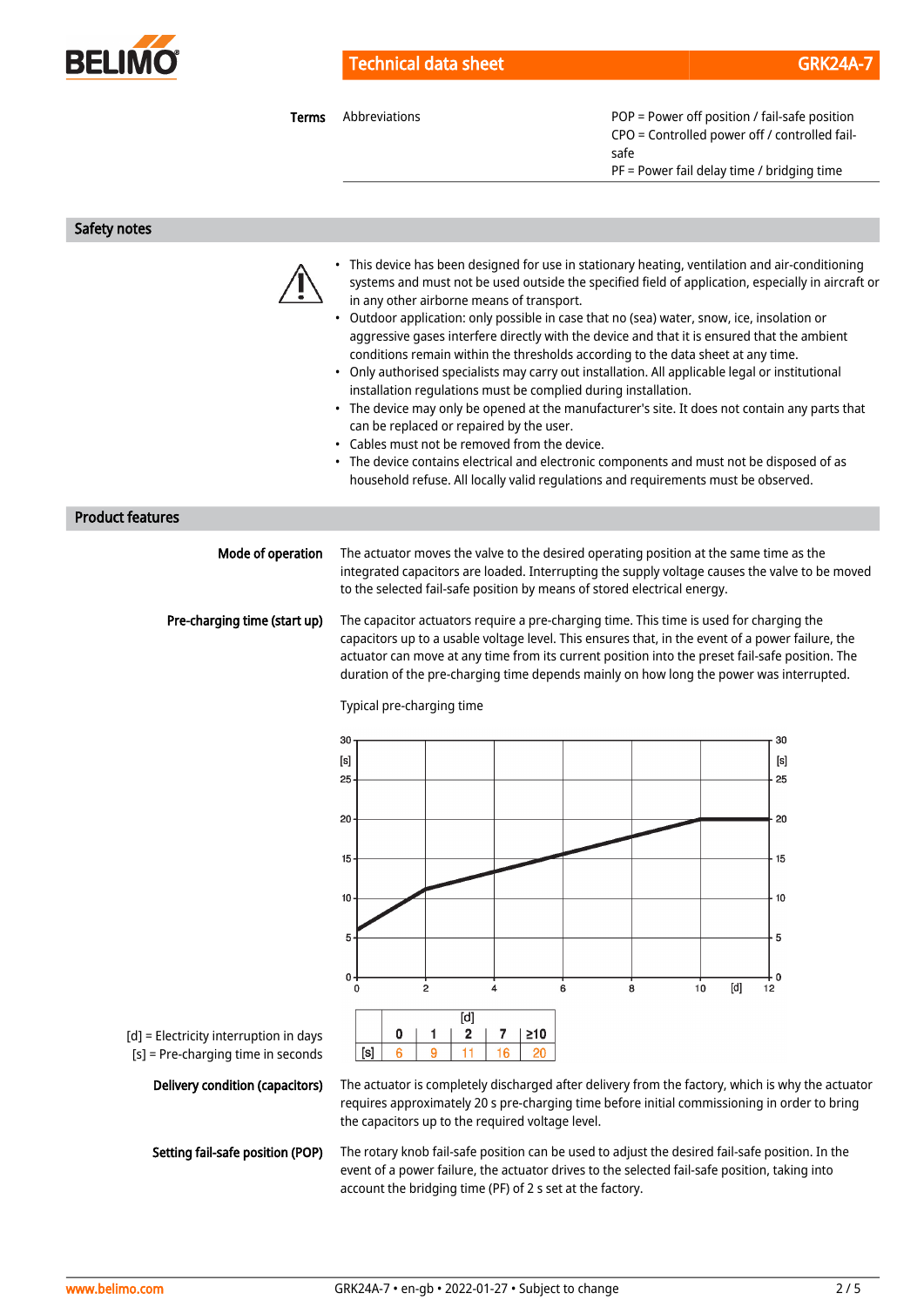**Terms**

| Abbreviations | POP = Power off position / fail-safe position<br>CPO = Controlled power off / controlled fail-safe<br>PF = Power fail delay time / bridging time |
|---|---|

## Safety notes

- This device has been designed for use in stationary heating, ventilation and air-conditioning systems and must not be used outside the specified field of application, especially in aircraft or in any other airborne means of transport.
- Outdoor application: only possible in case that no (sea) water, snow, ice, insolation or aggressive gases interfere directly with the device and that it is ensured that the ambient conditions remain within the thresholds according to the data sheet at any time.
- Only authorised specialists may carry out installation. All applicable legal or institutional installation regulations must be complied during installation.
- The device may only be opened at the manufacturer's site. It does not contain any parts that can be replaced or repaired by the user.
- Cables must not be removed from the device.
- The device contains electrical and electronic components and must not be disposed of as household refuse. All locally valid regulations and requirements must be observed.

## Product features

**Mode of operation**

The actuator moves the valve to the desired operating position at the same time as the integrated capacitors are loaded. Interrupting the supply voltage causes the valve to be moved to the selected fail-safe position by means of stored electrical energy.

**Pre-charging time (start up)**

The capacitor actuators require a pre-charging time. This time is used for charging the capacitors up to a usable voltage level. This ensures that, in the event of a power failure, the actuator can move at any time from its current position into the preset fail-safe position. The duration of the pre-charging time depends mainly on how long the power was interrupted.

Typical pre-charging time

[d] = Electricity interruption in days
[s] = Pre-charging time in seconds

| | [d] | | | | |
|---|---|---|---|---|---|
| | 0 | 1 | 2 | 7 | ≥10 |
| [s] | 6 | 9 | 11 | 16 | 20 |

**Delivery condition (capacitors)**

The actuator is completely discharged after delivery from the factory, which is why the actuator requires approximately 20 s pre-charging time before initial commissioning in order to bring the capacitors up to the required voltage level.

**Setting fail-safe position (POP)**

The rotary knob fail-safe position can be used to adjust the desired fail-safe position. In the event of a power failure, the actuator drives to the selected fail-safe position, taking into account the bridging time (PF) of 2 s set at the factory.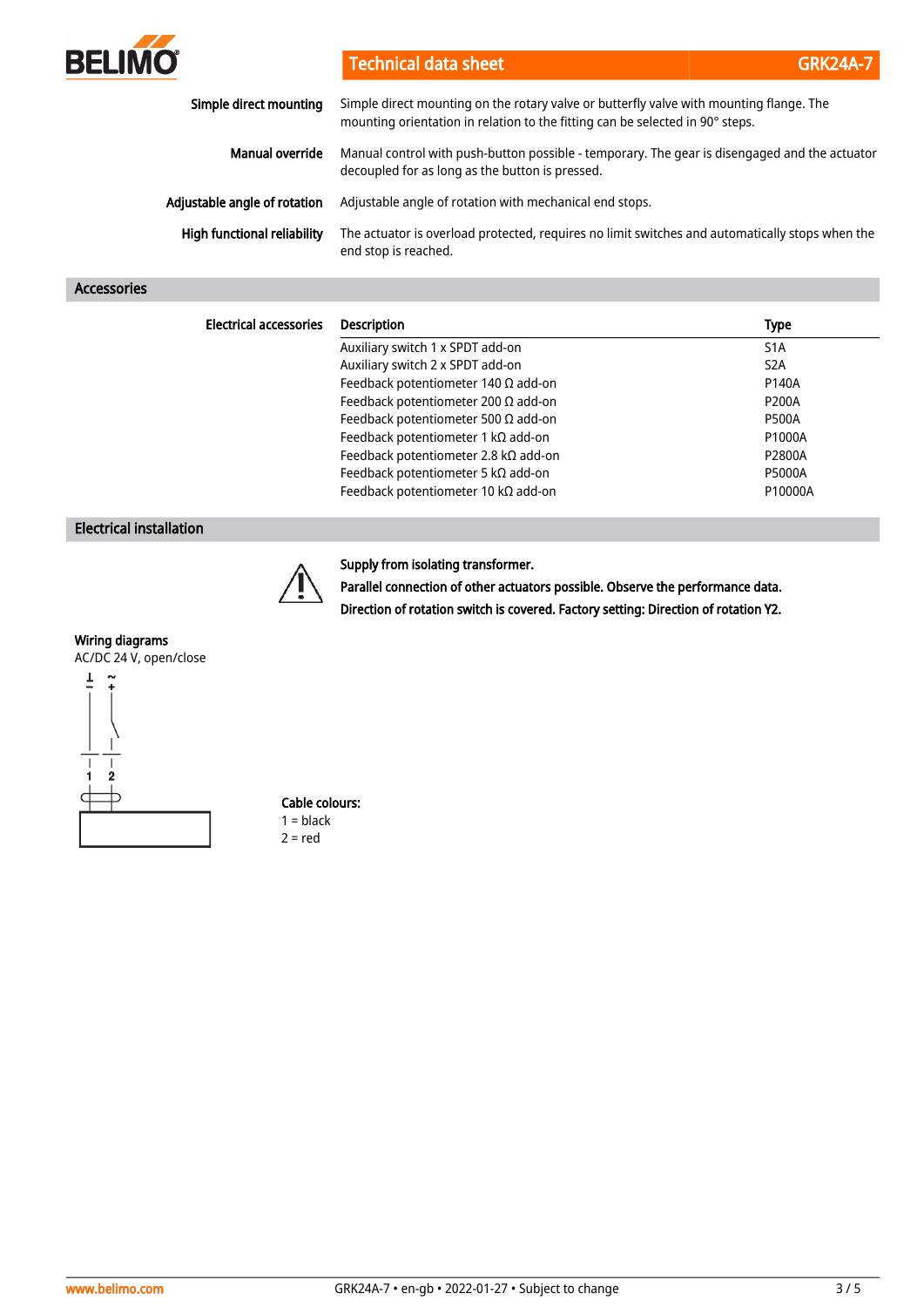| | |
|---|---|
| **Simple direct mounting** | Simple direct mounting on the rotary valve or butterfly valve with mounting flange. The mounting orientation in relation to the fitting can be selected in 90° steps. |
| **Manual override** | Manual control with push-button possible - temporary. The gear is disengaged and the actuator decoupled for as long as the button is pressed. |
| **Adjustable angle of rotation** | Adjustable angle of rotation with mechanical end stops. |
| **High functional reliability** | The actuator is overload protected, requires no limit switches and automatically stops when the end stop is reached. |

## Accessories

**Electrical accessories**

| Description | Type |
|---|---|
| Auxiliary switch 1 x SPDT add-on | S1A |
| Auxiliary switch 2 x SPDT add-on | S2A |
| Feedback potentiometer 140 Ω add-on | P140A |
| Feedback potentiometer 200 Ω add-on | P200A |
| Feedback potentiometer 500 Ω add-on | P500A |
| Feedback potentiometer 1 kΩ add-on | P1000A |
| Feedback potentiometer 2.8 kΩ add-on | P2800A |
| Feedback potentiometer 5 kΩ add-on | P5000A |
| Feedback potentiometer 10 kΩ add-on | P10000A |

## Electrical installation

**Supply from isolating transformer.**

**Parallel connection of other actuators possible. Observe the performance data.**

**Direction of rotation switch is covered. Factory setting: Direction of rotation Y2.**

**Wiring diagrams**

AC/DC 24 V, open/close

⊥ − ~ +

1 2

**Cable colours:**

1 = black

2 = red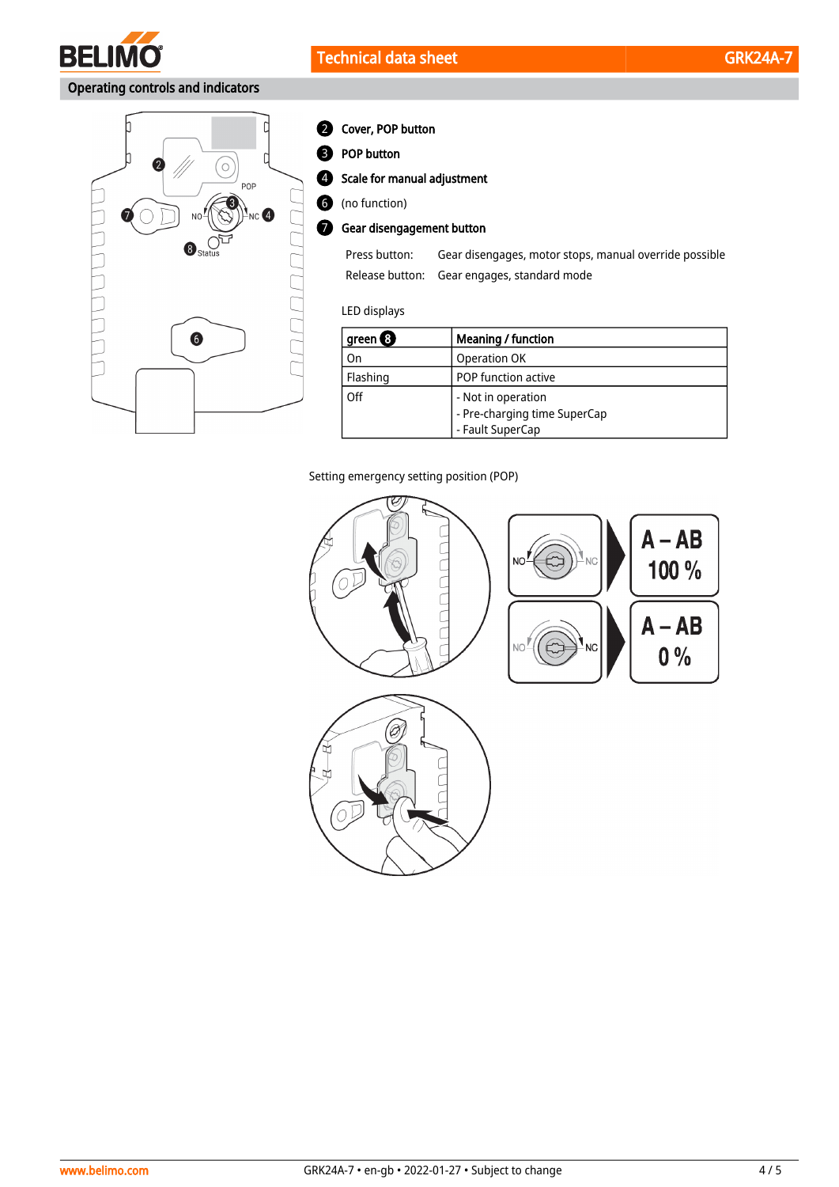## Operating controls and indicators

**2** **Cover, POP button**

**3** **POP button**

**4** **Scale for manual adjustment**

**6** (no function)

**7** **Gear disengagement button**

Press button: Gear disengages, motor stops, manual override possible

Release button: Gear engages, standard mode

LED displays

| green 8 | Meaning / function |
|---|---|
| On | Operation OK |
| Flashing | POP function active |
| Off | - Not in operation<br>- Pre-charging time SuperCap<br>- Fault SuperCap |

Setting emergency setting position (POP)

A – AB 100 %

A – AB 0 %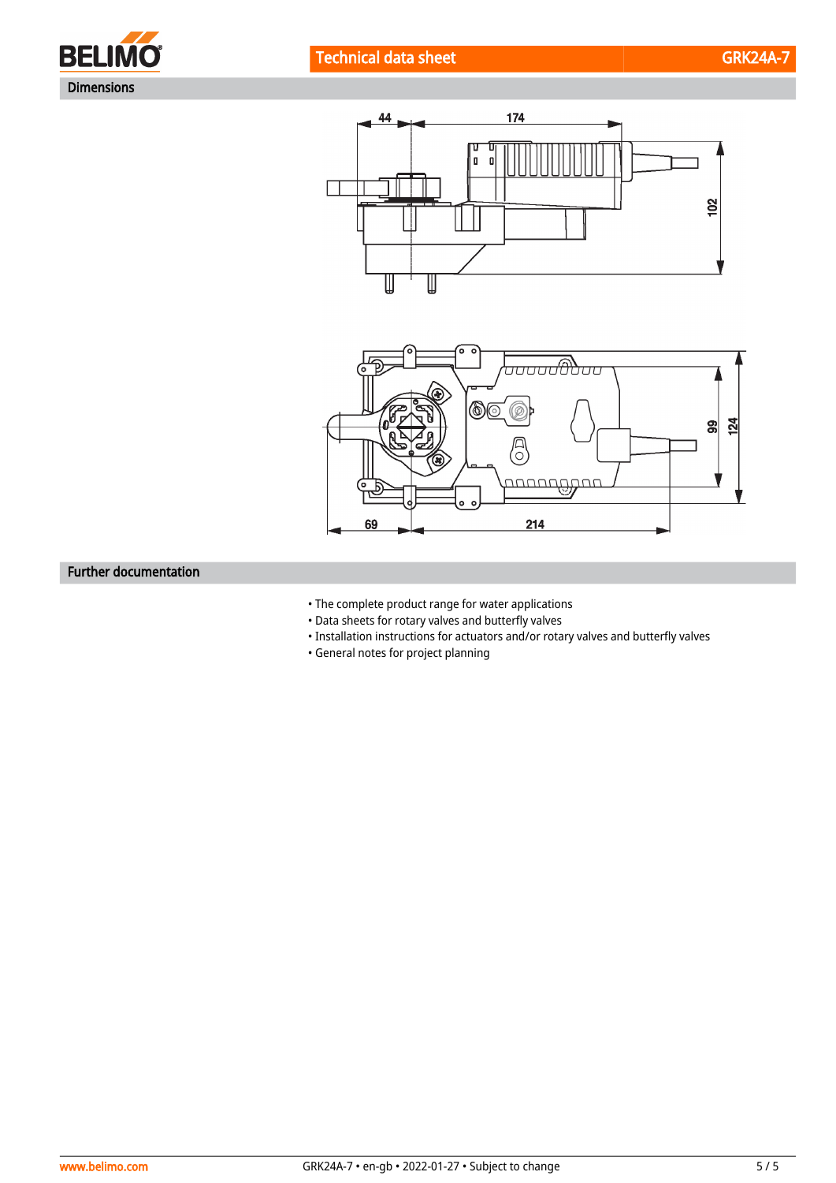## Dimensions

44
174
102

69
214
99
124

## Further documentation

- The complete product range for water applications
- Data sheets for rotary valves and butterfly valves
- Installation instructions for actuators and/or rotary valves and butterfly valves
- General notes for project planning